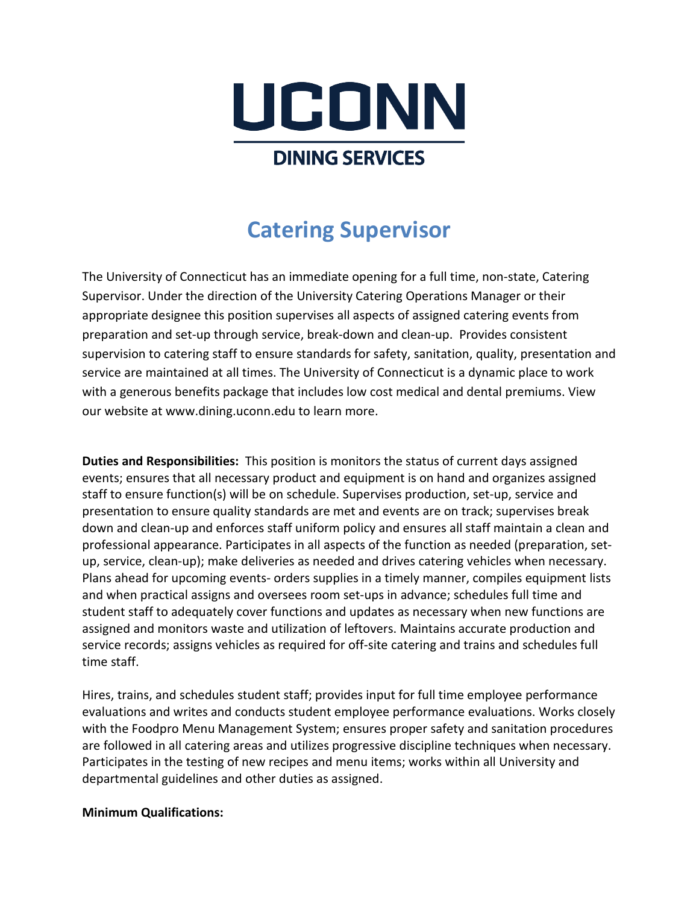# UCONN

## DINING SERVICES

## Catering Supervisor

The University of Connecticut has an immediate opening for a full time, non-state, Catering Supervisor. Under the direction of the University Catering Operations Manager or their appropriate designee this position supervises all aspects of assigned catering events from preparation and set-up through service, break-down and clean-up. Provides consistent supervision to catering staff to ensure standards for safety, sanitation, quality, presentation and service are maintained at all times. The University of Connecticut is a dynamic place to work with a generous benefits package that includes low cost medical and dental premiums. View our website at www.dining.uconn.edu to learn more.

**Duties and Responsibilities:** This position is monitors the status of current days assigned events; ensures that all necessary product and equipment is on hand and organizes assigned staff to ensure function(s) will be on schedule. Supervises production, set-up, service and presentation to ensure quality standards are met and events are on track; supervises break down and clean-up and enforces staff uniform policy and ensures all staff maintain a clean and professional appearance. Participates in all aspects of the function as needed (preparation, set-up, service, clean-up); make deliveries as needed and drives catering vehicles when necessary. Plans ahead for upcoming events- orders supplies in a timely manner, compiles equipment lists and when practical assigns and oversees room set-ups in advance; schedules full time and student staff to adequately cover functions and updates as necessary when new functions are assigned and monitors waste and utilization of leftovers. Maintains accurate production and service records; assigns vehicles as required for off-site catering and trains and schedules full time staff.

Hires, trains, and schedules student staff; provides input for full time employee performance evaluations and writes and conducts student employee performance evaluations. Works closely with the Foodpro Menu Management System; ensures proper safety and sanitation procedures are followed in all catering areas and utilizes progressive discipline techniques when necessary. Participates in the testing of new recipes and menu items; works within all University and departmental guidelines and other duties as assigned.

**Minimum Qualifications:**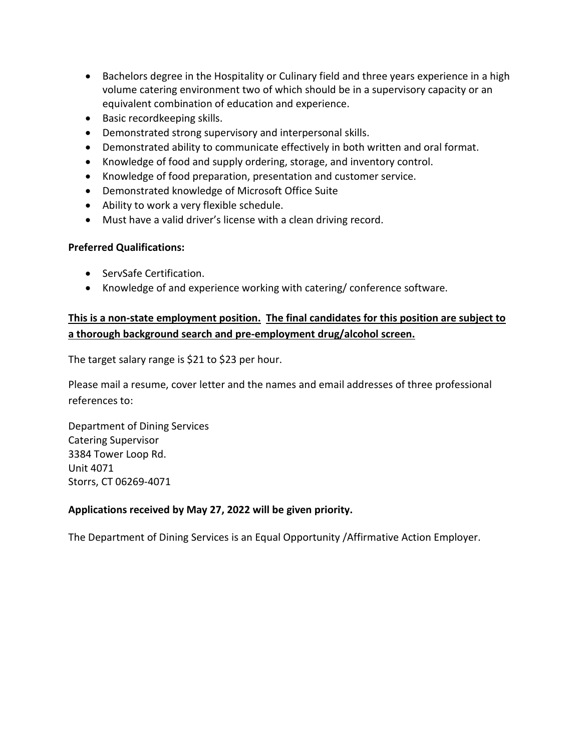- Bachelors degree in the Hospitality or Culinary field and three years experience in a high volume catering environment two of which should be in a supervisory capacity or an equivalent combination of education and experience.
- Basic recordkeeping skills.
- Demonstrated strong supervisory and interpersonal skills.
- Demonstrated ability to communicate effectively in both written and oral format.
- Knowledge of food and supply ordering, storage, and inventory control.
- Knowledge of food preparation, presentation and customer service.
- Demonstrated knowledge of Microsoft Office Suite
- Ability to work a very flexible schedule.
- Must have a valid driver's license with a clean driving record.

**Preferred Qualifications:**

- ServSafe Certification.
- Knowledge of and experience working with catering/ conference software.

**<u>This is a non-state employment position. The final candidates for this position are subject to a thorough background search and pre-employment drug/alcohol screen.</u>**

The target salary range is $21 to $23 per hour.

Please mail a resume, cover letter and the names and email addresses of three professional references to:

Department of Dining Services
Catering Supervisor
3384 Tower Loop Rd.
Unit 4071
Storrs, CT 06269-4071

**Applications received by May 27, 2022 will be given priority.**

The Department of Dining Services is an Equal Opportunity /Affirmative Action Employer.